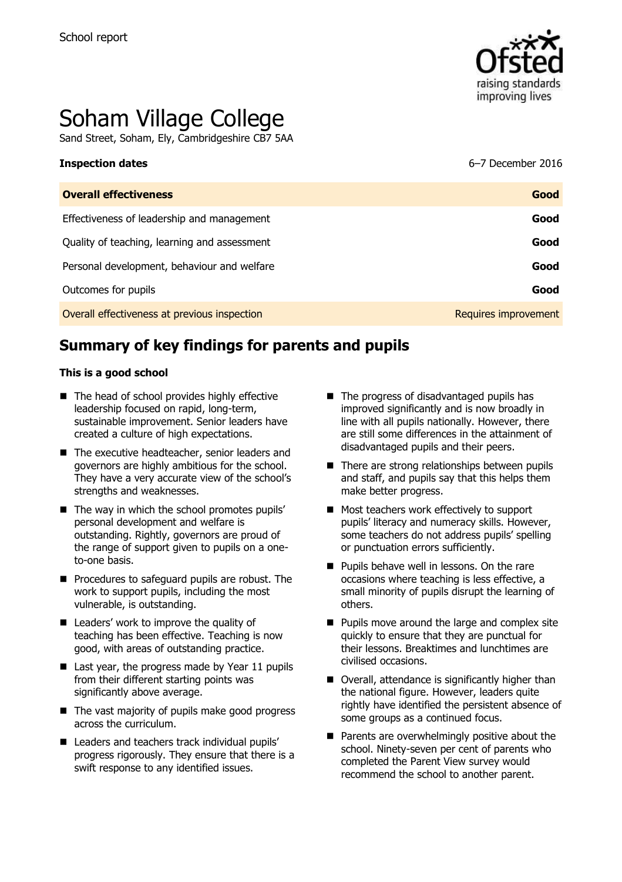School report

# Soham Village College

Sand Street, Soham, Ely, Cambridgeshire CB7 5AA

**Inspection dates** 6–7 December 2016

| | |
|---|---|
| **Overall effectiveness** | **Good** |
| Effectiveness of leadership and management | **Good** |
| Quality of teaching, learning and assessment | **Good** |
| Personal development, behaviour and welfare | **Good** |
| Outcomes for pupils | **Good** |
| Overall effectiveness at previous inspection | Requires improvement |

## Summary of key findings for parents and pupils

**This is a good school**

- The head of school provides highly effective leadership focused on rapid, long-term, sustainable improvement. Senior leaders have created a culture of high expectations.
- The executive headteacher, senior leaders and governors are highly ambitious for the school. They have a very accurate view of the school's strengths and weaknesses.
- The way in which the school promotes pupils' personal development and welfare is outstanding. Rightly, governors are proud of the range of support given to pupils on a one-to-one basis.
- Procedures to safeguard pupils are robust. The work to support pupils, including the most vulnerable, is outstanding.
- Leaders' work to improve the quality of teaching has been effective. Teaching is now good, with areas of outstanding practice.
- Last year, the progress made by Year 11 pupils from their different starting points was significantly above average.
- The vast majority of pupils make good progress across the curriculum.
- Leaders and teachers track individual pupils' progress rigorously. They ensure that there is a swift response to any identified issues.
- The progress of disadvantaged pupils has improved significantly and is now broadly in line with all pupils nationally. However, there are still some differences in the attainment of disadvantaged pupils and their peers.
- There are strong relationships between pupils and staff, and pupils say that this helps them make better progress.
- Most teachers work effectively to support pupils' literacy and numeracy skills. However, some teachers do not address pupils' spelling or punctuation errors sufficiently.
- Pupils behave well in lessons. On the rare occasions where teaching is less effective, a small minority of pupils disrupt the learning of others.
- Pupils move around the large and complex site quickly to ensure that they are punctual for their lessons. Breaktimes and lunchtimes are civilised occasions.
- Overall, attendance is significantly higher than the national figure. However, leaders quite rightly have identified the persistent absence of some groups as a continued focus.
- Parents are overwhelmingly positive about the school. Ninety-seven per cent of parents who completed the Parent View survey would recommend the school to another parent.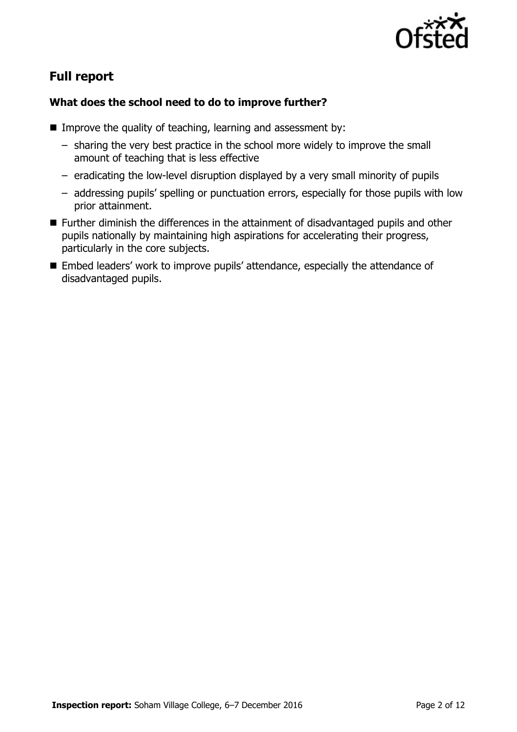## Full report

### What does the school need to do to improve further?

- Improve the quality of teaching, learning and assessment by:
  - sharing the very best practice in the school more widely to improve the small amount of teaching that is less effective
  - eradicating the low-level disruption displayed by a very small minority of pupils
  - addressing pupils' spelling or punctuation errors, especially for those pupils with low prior attainment.
- Further diminish the differences in the attainment of disadvantaged pupils and other pupils nationally by maintaining high aspirations for accelerating their progress, particularly in the core subjects.
- Embed leaders' work to improve pupils' attendance, especially the attendance of disadvantaged pupils.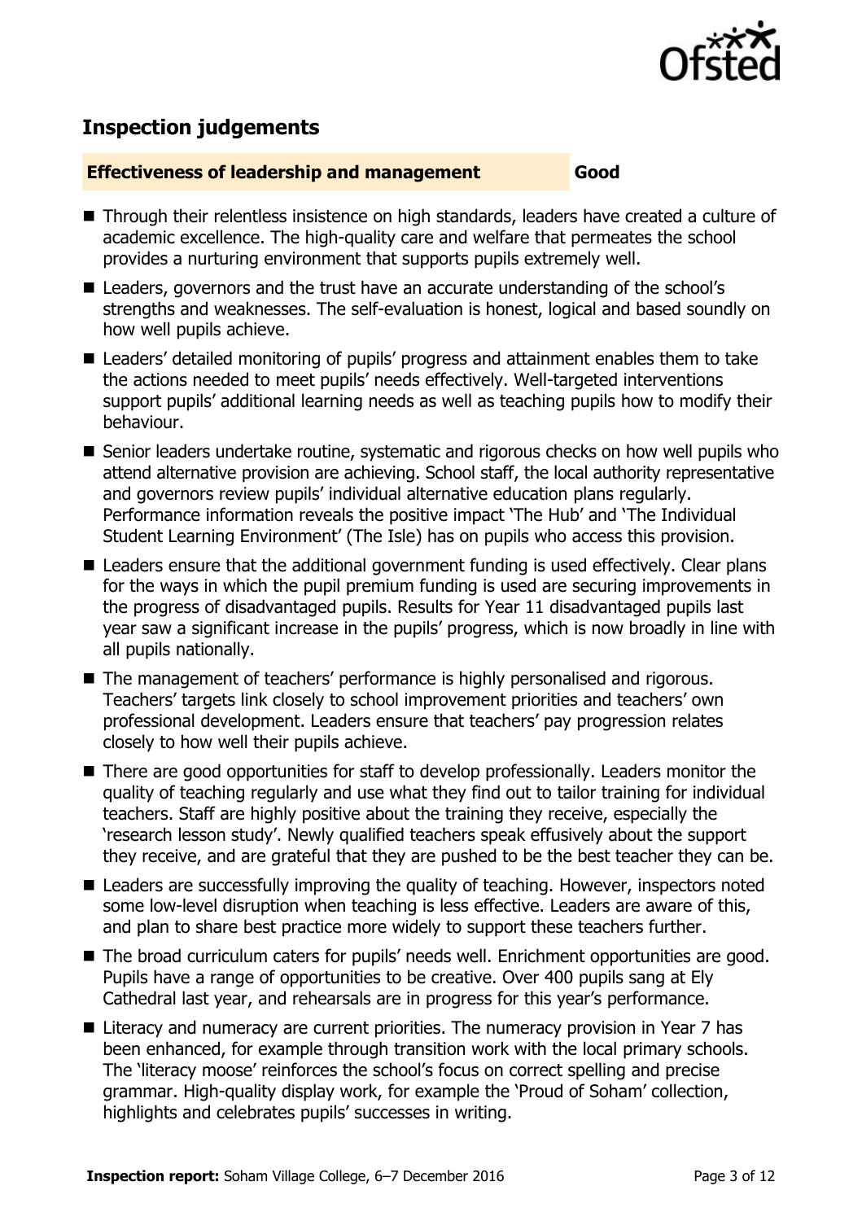## Inspection judgements

**Effectiveness of leadership and management** **Good**

- Through their relentless insistence on high standards, leaders have created a culture of academic excellence. The high-quality care and welfare that permeates the school provides a nurturing environment that supports pupils extremely well.
- Leaders, governors and the trust have an accurate understanding of the school's strengths and weaknesses. The self-evaluation is honest, logical and based soundly on how well pupils achieve.
- Leaders' detailed monitoring of pupils' progress and attainment enables them to take the actions needed to meet pupils' needs effectively. Well-targeted interventions support pupils' additional learning needs as well as teaching pupils how to modify their behaviour.
- Senior leaders undertake routine, systematic and rigorous checks on how well pupils who attend alternative provision are achieving. School staff, the local authority representative and governors review pupils' individual alternative education plans regularly. Performance information reveals the positive impact 'The Hub' and 'The Individual Student Learning Environment' (The Isle) has on pupils who access this provision.
- Leaders ensure that the additional government funding is used effectively. Clear plans for the ways in which the pupil premium funding is used are securing improvements in the progress of disadvantaged pupils. Results for Year 11 disadvantaged pupils last year saw a significant increase in the pupils' progress, which is now broadly in line with all pupils nationally.
- The management of teachers' performance is highly personalised and rigorous. Teachers' targets link closely to school improvement priorities and teachers' own professional development. Leaders ensure that teachers' pay progression relates closely to how well their pupils achieve.
- There are good opportunities for staff to develop professionally. Leaders monitor the quality of teaching regularly and use what they find out to tailor training for individual teachers. Staff are highly positive about the training they receive, especially the 'research lesson study'. Newly qualified teachers speak effusively about the support they receive, and are grateful that they are pushed to be the best teacher they can be.
- Leaders are successfully improving the quality of teaching. However, inspectors noted some low-level disruption when teaching is less effective. Leaders are aware of this, and plan to share best practice more widely to support these teachers further.
- The broad curriculum caters for pupils' needs well. Enrichment opportunities are good. Pupils have a range of opportunities to be creative. Over 400 pupils sang at Ely Cathedral last year, and rehearsals are in progress for this year's performance.
- Literacy and numeracy are current priorities. The numeracy provision in Year 7 has been enhanced, for example through transition work with the local primary schools. The 'literacy moose' reinforces the school's focus on correct spelling and precise grammar. High-quality display work, for example the 'Proud of Soham' collection, highlights and celebrates pupils' successes in writing.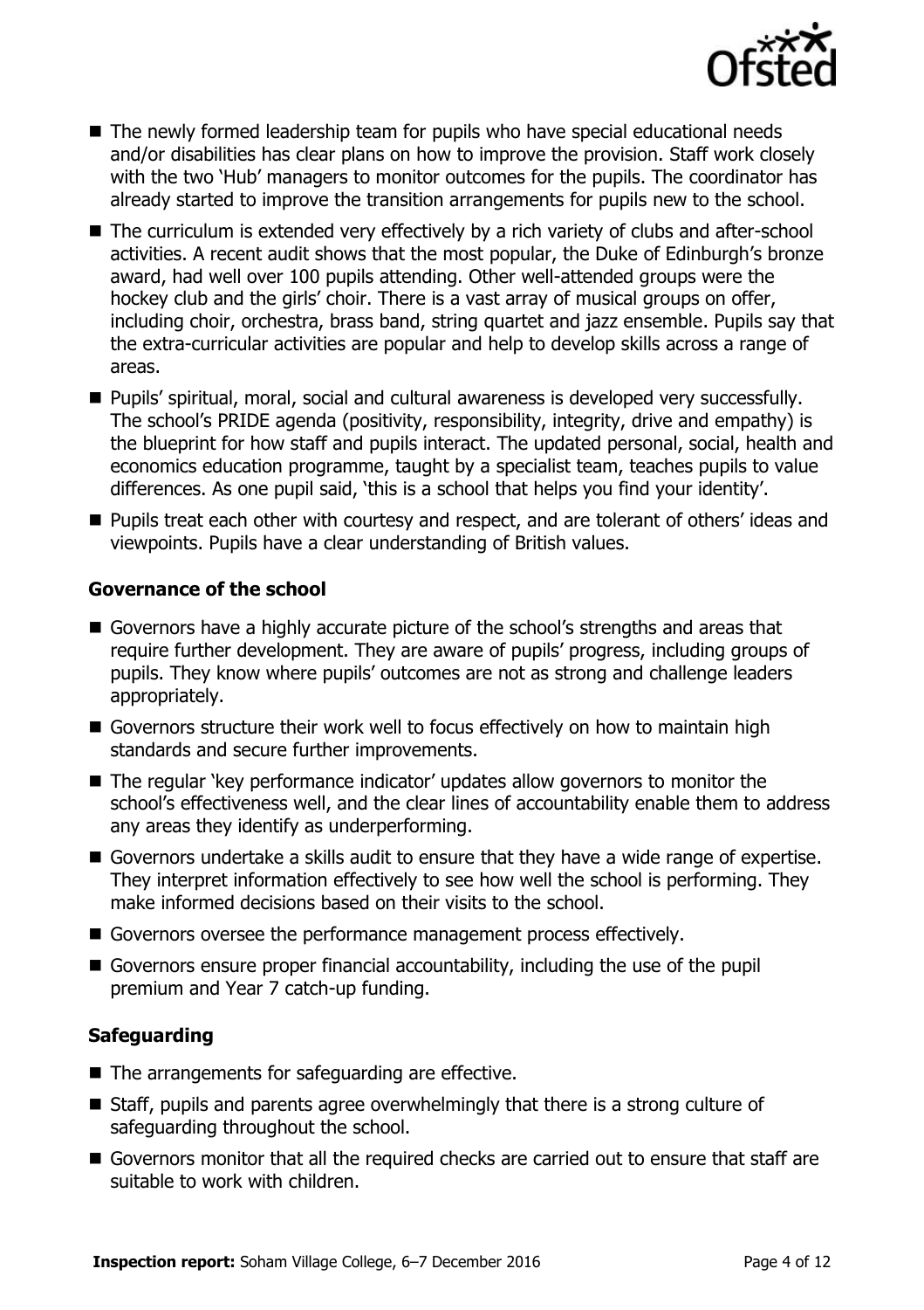- The newly formed leadership team for pupils who have special educational needs and/or disabilities has clear plans on how to improve the provision. Staff work closely with the two 'Hub' managers to monitor outcomes for the pupils. The coordinator has already started to improve the transition arrangements for pupils new to the school.
- The curriculum is extended very effectively by a rich variety of clubs and after-school activities. A recent audit shows that the most popular, the Duke of Edinburgh's bronze award, had well over 100 pupils attending. Other well-attended groups were the hockey club and the girls' choir. There is a vast array of musical groups on offer, including choir, orchestra, brass band, string quartet and jazz ensemble. Pupils say that the extra-curricular activities are popular and help to develop skills across a range of areas.
- Pupils' spiritual, moral, social and cultural awareness is developed very successfully. The school's PRIDE agenda (positivity, responsibility, integrity, drive and empathy) is the blueprint for how staff and pupils interact. The updated personal, social, health and economics education programme, taught by a specialist team, teaches pupils to value differences. As one pupil said, 'this is a school that helps you find your identity'.
- Pupils treat each other with courtesy and respect, and are tolerant of others' ideas and viewpoints. Pupils have a clear understanding of British values.

### Governance of the school

- Governors have a highly accurate picture of the school's strengths and areas that require further development. They are aware of pupils' progress, including groups of pupils. They know where pupils' outcomes are not as strong and challenge leaders appropriately.
- Governors structure their work well to focus effectively on how to maintain high standards and secure further improvements.
- The regular 'key performance indicator' updates allow governors to monitor the school's effectiveness well, and the clear lines of accountability enable them to address any areas they identify as underperforming.
- Governors undertake a skills audit to ensure that they have a wide range of expertise. They interpret information effectively to see how well the school is performing. They make informed decisions based on their visits to the school.
- Governors oversee the performance management process effectively.
- Governors ensure proper financial accountability, including the use of the pupil premium and Year 7 catch-up funding.

### Safeguarding

- The arrangements for safeguarding are effective.
- Staff, pupils and parents agree overwhelmingly that there is a strong culture of safeguarding throughout the school.
- Governors monitor that all the required checks are carried out to ensure that staff are suitable to work with children.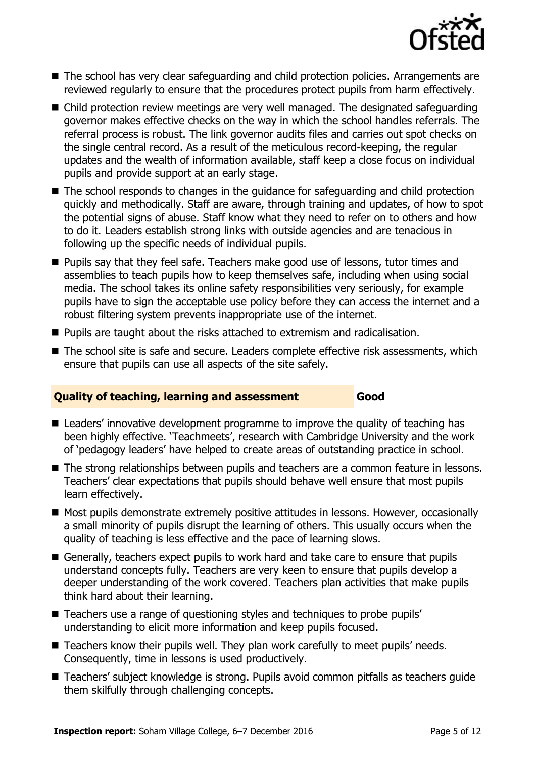- The school has very clear safeguarding and child protection policies. Arrangements are reviewed regularly to ensure that the procedures protect pupils from harm effectively.
- Child protection review meetings are very well managed. The designated safeguarding governor makes effective checks on the way in which the school handles referrals. The referral process is robust. The link governor audits files and carries out spot checks on the single central record. As a result of the meticulous record-keeping, the regular updates and the wealth of information available, staff keep a close focus on individual pupils and provide support at an early stage.
- The school responds to changes in the guidance for safeguarding and child protection quickly and methodically. Staff are aware, through training and updates, of how to spot the potential signs of abuse. Staff know what they need to refer on to others and how to do it. Leaders establish strong links with outside agencies and are tenacious in following up the specific needs of individual pupils.
- Pupils say that they feel safe. Teachers make good use of lessons, tutor times and assemblies to teach pupils how to keep themselves safe, including when using social media. The school takes its online safety responsibilities very seriously, for example pupils have to sign the acceptable use policy before they can access the internet and a robust filtering system prevents inappropriate use of the internet.
- Pupils are taught about the risks attached to extremism and radicalisation.
- The school site is safe and secure. Leaders complete effective risk assessments, which ensure that pupils can use all aspects of the site safely.

## Quality of teaching, learning and assessment — Good

- Leaders' innovative development programme to improve the quality of teaching has been highly effective. 'Teachmeets', research with Cambridge University and the work of 'pedagogy leaders' have helped to create areas of outstanding practice in school.
- The strong relationships between pupils and teachers are a common feature in lessons. Teachers' clear expectations that pupils should behave well ensure that most pupils learn effectively.
- Most pupils demonstrate extremely positive attitudes in lessons. However, occasionally a small minority of pupils disrupt the learning of others. This usually occurs when the quality of teaching is less effective and the pace of learning slows.
- Generally, teachers expect pupils to work hard and take care to ensure that pupils understand concepts fully. Teachers are very keen to ensure that pupils develop a deeper understanding of the work covered. Teachers plan activities that make pupils think hard about their learning.
- Teachers use a range of questioning styles and techniques to probe pupils' understanding to elicit more information and keep pupils focused.
- Teachers know their pupils well. They plan work carefully to meet pupils' needs. Consequently, time in lessons is used productively.
- Teachers' subject knowledge is strong. Pupils avoid common pitfalls as teachers guide them skilfully through challenging concepts.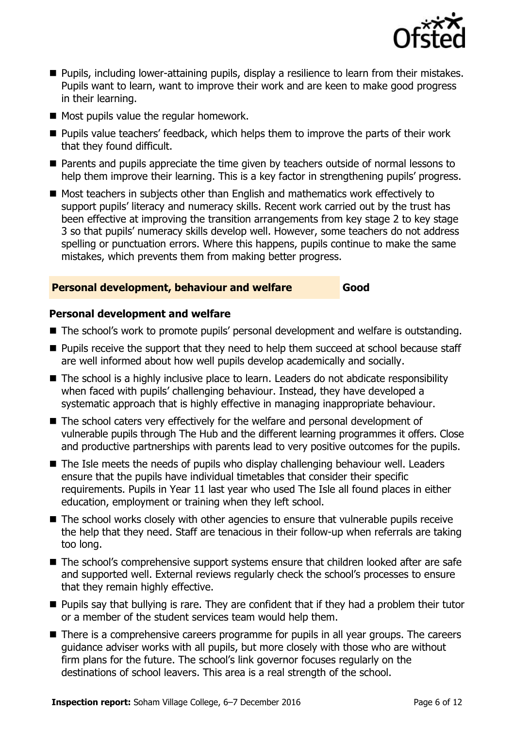- Pupils, including lower-attaining pupils, display a resilience to learn from their mistakes. Pupils want to learn, want to improve their work and are keen to make good progress in their learning.
- Most pupils value the regular homework.
- Pupils value teachers' feedback, which helps them to improve the parts of their work that they found difficult.
- Parents and pupils appreciate the time given by teachers outside of normal lessons to help them improve their learning. This is a key factor in strengthening pupils' progress.
- Most teachers in subjects other than English and mathematics work effectively to support pupils' literacy and numeracy skills. Recent work carried out by the trust has been effective at improving the transition arrangements from key stage 2 to key stage 3 so that pupils' numeracy skills develop well. However, some teachers do not address spelling or punctuation errors. Where this happens, pupils continue to make the same mistakes, which prevents them from making better progress.

## Personal development, behaviour and welfare — Good

### Personal development and welfare

- The school's work to promote pupils' personal development and welfare is outstanding.
- Pupils receive the support that they need to help them succeed at school because staff are well informed about how well pupils develop academically and socially.
- The school is a highly inclusive place to learn. Leaders do not abdicate responsibility when faced with pupils' challenging behaviour. Instead, they have developed a systematic approach that is highly effective in managing inappropriate behaviour.
- The school caters very effectively for the welfare and personal development of vulnerable pupils through The Hub and the different learning programmes it offers. Close and productive partnerships with parents lead to very positive outcomes for the pupils.
- The Isle meets the needs of pupils who display challenging behaviour well. Leaders ensure that the pupils have individual timetables that consider their specific requirements. Pupils in Year 11 last year who used The Isle all found places in either education, employment or training when they left school.
- The school works closely with other agencies to ensure that vulnerable pupils receive the help that they need. Staff are tenacious in their follow-up when referrals are taking too long.
- The school's comprehensive support systems ensure that children looked after are safe and supported well. External reviews regularly check the school's processes to ensure that they remain highly effective.
- Pupils say that bullying is rare. They are confident that if they had a problem their tutor or a member of the student services team would help them.
- There is a comprehensive careers programme for pupils in all year groups. The careers guidance adviser works with all pupils, but more closely with those who are without firm plans for the future. The school's link governor focuses regularly on the destinations of school leavers. This area is a real strength of the school.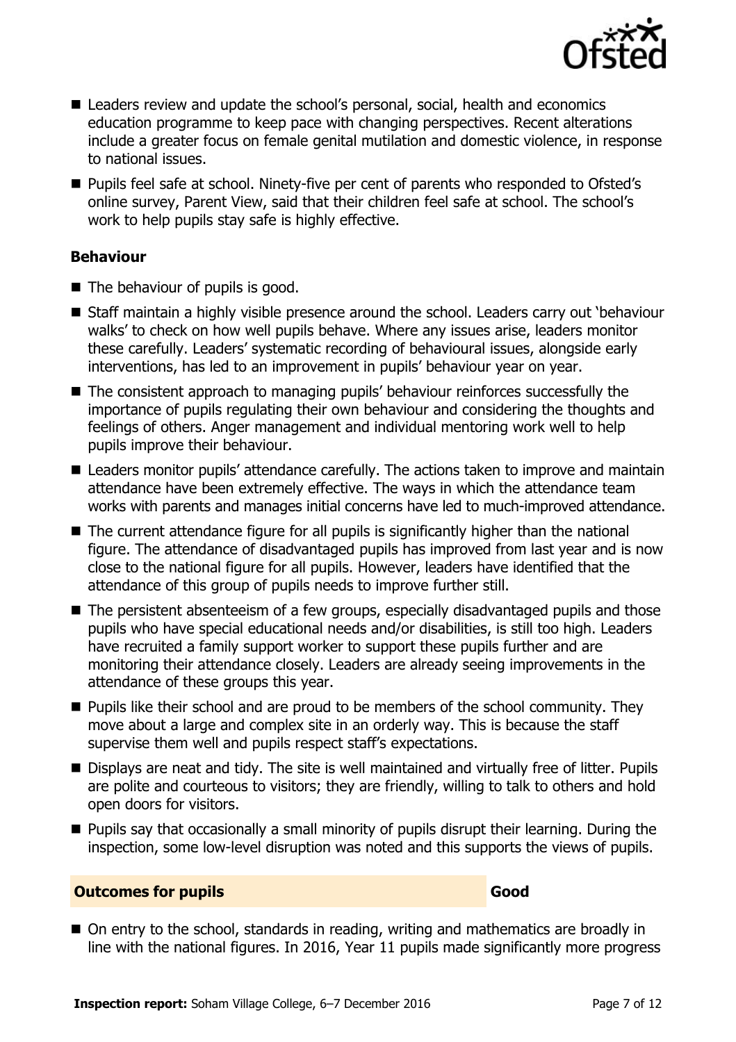- Leaders review and update the school's personal, social, health and economics education programme to keep pace with changing perspectives. Recent alterations include a greater focus on female genital mutilation and domestic violence, in response to national issues.
- Pupils feel safe at school. Ninety-five per cent of parents who responded to Ofsted's online survey, Parent View, said that their children feel safe at school. The school's work to help pupils stay safe is highly effective.

### Behaviour

- The behaviour of pupils is good.
- Staff maintain a highly visible presence around the school. Leaders carry out 'behaviour walks' to check on how well pupils behave. Where any issues arise, leaders monitor these carefully. Leaders' systematic recording of behavioural issues, alongside early interventions, has led to an improvement in pupils' behaviour year on year.
- The consistent approach to managing pupils' behaviour reinforces successfully the importance of pupils regulating their own behaviour and considering the thoughts and feelings of others. Anger management and individual mentoring work well to help pupils improve their behaviour.
- Leaders monitor pupils' attendance carefully. The actions taken to improve and maintain attendance have been extremely effective. The ways in which the attendance team works with parents and manages initial concerns have led to much-improved attendance.
- The current attendance figure for all pupils is significantly higher than the national figure. The attendance of disadvantaged pupils has improved from last year and is now close to the national figure for all pupils. However, leaders have identified that the attendance of this group of pupils needs to improve further still.
- The persistent absenteeism of a few groups, especially disadvantaged pupils and those pupils who have special educational needs and/or disabilities, is still too high. Leaders have recruited a family support worker to support these pupils further and are monitoring their attendance closely. Leaders are already seeing improvements in the attendance of these groups this year.
- Pupils like their school and are proud to be members of the school community. They move about a large and complex site in an orderly way. This is because the staff supervise them well and pupils respect staff's expectations.
- Displays are neat and tidy. The site is well maintained and virtually free of litter. Pupils are polite and courteous to visitors; they are friendly, willing to talk to others and hold open doors for visitors.
- Pupils say that occasionally a small minority of pupils disrupt their learning. During the inspection, some low-level disruption was noted and this supports the views of pupils.

## Outcomes for pupils — Good

- On entry to the school, standards in reading, writing and mathematics are broadly in line with the national figures. In 2016, Year 11 pupils made significantly more progress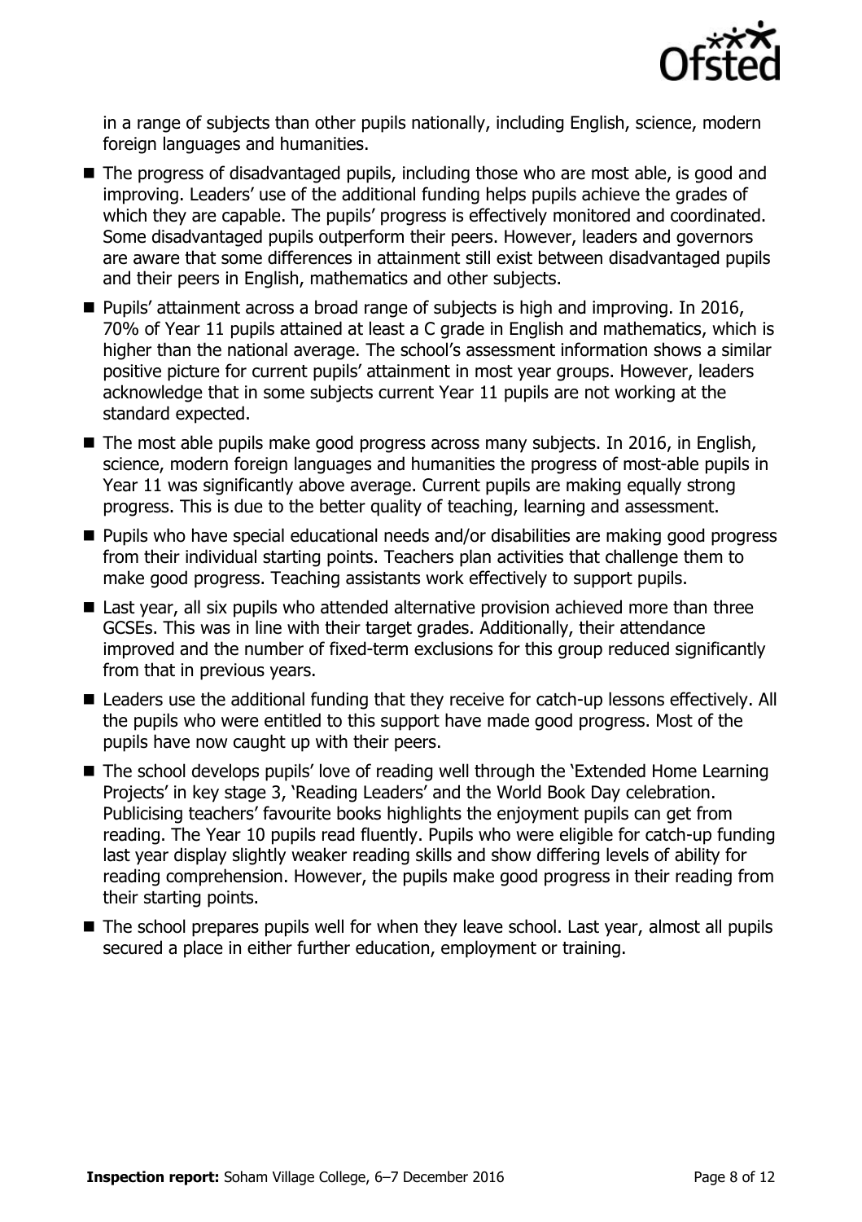in a range of subjects than other pupils nationally, including English, science, modern foreign languages and humanities.

- The progress of disadvantaged pupils, including those who are most able, is good and improving. Leaders' use of the additional funding helps pupils achieve the grades of which they are capable. The pupils' progress is effectively monitored and coordinated. Some disadvantaged pupils outperform their peers. However, leaders and governors are aware that some differences in attainment still exist between disadvantaged pupils and their peers in English, mathematics and other subjects.
- Pupils' attainment across a broad range of subjects is high and improving. In 2016, 70% of Year 11 pupils attained at least a C grade in English and mathematics, which is higher than the national average. The school's assessment information shows a similar positive picture for current pupils' attainment in most year groups. However, leaders acknowledge that in some subjects current Year 11 pupils are not working at the standard expected.
- The most able pupils make good progress across many subjects. In 2016, in English, science, modern foreign languages and humanities the progress of most-able pupils in Year 11 was significantly above average. Current pupils are making equally strong progress. This is due to the better quality of teaching, learning and assessment.
- Pupils who have special educational needs and/or disabilities are making good progress from their individual starting points. Teachers plan activities that challenge them to make good progress. Teaching assistants work effectively to support pupils.
- Last year, all six pupils who attended alternative provision achieved more than three GCSEs. This was in line with their target grades. Additionally, their attendance improved and the number of fixed-term exclusions for this group reduced significantly from that in previous years.
- Leaders use the additional funding that they receive for catch-up lessons effectively. All the pupils who were entitled to this support have made good progress. Most of the pupils have now caught up with their peers.
- The school develops pupils' love of reading well through the 'Extended Home Learning Projects' in key stage 3, 'Reading Leaders' and the World Book Day celebration. Publicising teachers' favourite books highlights the enjoyment pupils can get from reading. The Year 10 pupils read fluently. Pupils who were eligible for catch-up funding last year display slightly weaker reading skills and show differing levels of ability for reading comprehension. However, the pupils make good progress in their reading from their starting points.
- The school prepares pupils well for when they leave school. Last year, almost all pupils secured a place in either further education, employment or training.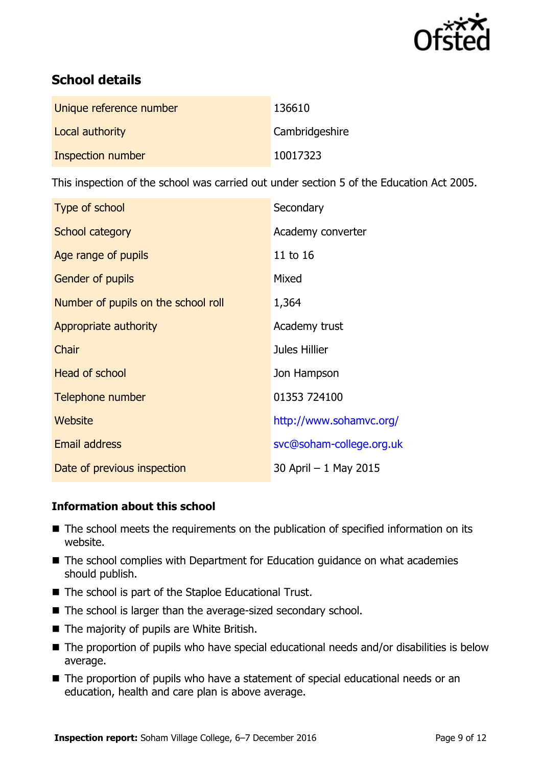## School details

| | |
|---|---|
| Unique reference number | 136610 |
| Local authority | Cambridgeshire |
| Inspection number | 10017323 |

This inspection of the school was carried out under section 5 of the Education Act 2005.

| | |
|---|---|
| Type of school | Secondary |
| School category | Academy converter |
| Age range of pupils | 11 to 16 |
| Gender of pupils | Mixed |
| Number of pupils on the school roll | 1,364 |
| Appropriate authority | Academy trust |
| Chair | Jules Hillier |
| Head of school | Jon Hampson |
| Telephone number | 01353 724100 |
| Website | http://www.sohamvc.org/ |
| Email address | svc@soham-college.org.uk |
| Date of previous inspection | 30 April – 1 May 2015 |

### Information about this school

- The school meets the requirements on the publication of specified information on its website.
- The school complies with Department for Education guidance on what academies should publish.
- The school is part of the Staploe Educational Trust.
- The school is larger than the average-sized secondary school.
- The majority of pupils are White British.
- The proportion of pupils who have special educational needs and/or disabilities is below average.
- The proportion of pupils who have a statement of special educational needs or an education, health and care plan is above average.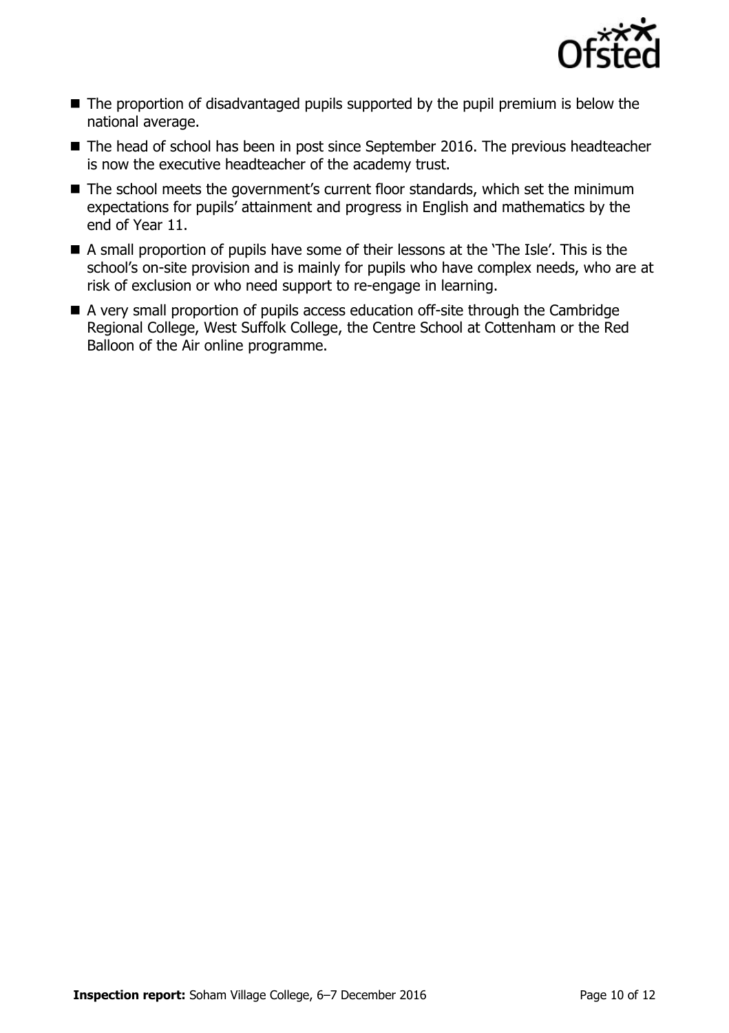- The proportion of disadvantaged pupils supported by the pupil premium is below the national average.
- The head of school has been in post since September 2016. The previous headteacher is now the executive headteacher of the academy trust.
- The school meets the government's current floor standards, which set the minimum expectations for pupils' attainment and progress in English and mathematics by the end of Year 11.
- A small proportion of pupils have some of their lessons at the 'The Isle'. This is the school's on-site provision and is mainly for pupils who have complex needs, who are at risk of exclusion or who need support to re-engage in learning.
- A very small proportion of pupils access education off-site through the Cambridge Regional College, West Suffolk College, the Centre School at Cottenham or the Red Balloon of the Air online programme.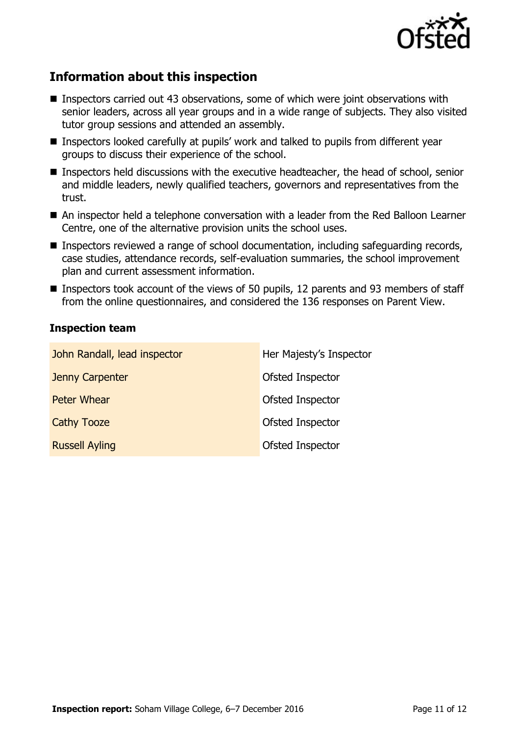## Information about this inspection

- Inspectors carried out 43 observations, some of which were joint observations with senior leaders, across all year groups and in a wide range of subjects. They also visited tutor group sessions and attended an assembly.
- Inspectors looked carefully at pupils' work and talked to pupils from different year groups to discuss their experience of the school.
- Inspectors held discussions with the executive headteacher, the head of school, senior and middle leaders, newly qualified teachers, governors and representatives from the trust.
- An inspector held a telephone conversation with a leader from the Red Balloon Learner Centre, one of the alternative provision units the school uses.
- Inspectors reviewed a range of school documentation, including safeguarding records, case studies, attendance records, self-evaluation summaries, the school improvement plan and current assessment information.
- Inspectors took account of the views of 50 pupils, 12 parents and 93 members of staff from the online questionnaires, and considered the 136 responses on Parent View.

### Inspection team

| | |
|---|---|
| John Randall, lead inspector | Her Majesty's Inspector |
| Jenny Carpenter | Ofsted Inspector |
| Peter Whear | Ofsted Inspector |
| Cathy Tooze | Ofsted Inspector |
| Russell Ayling | Ofsted Inspector |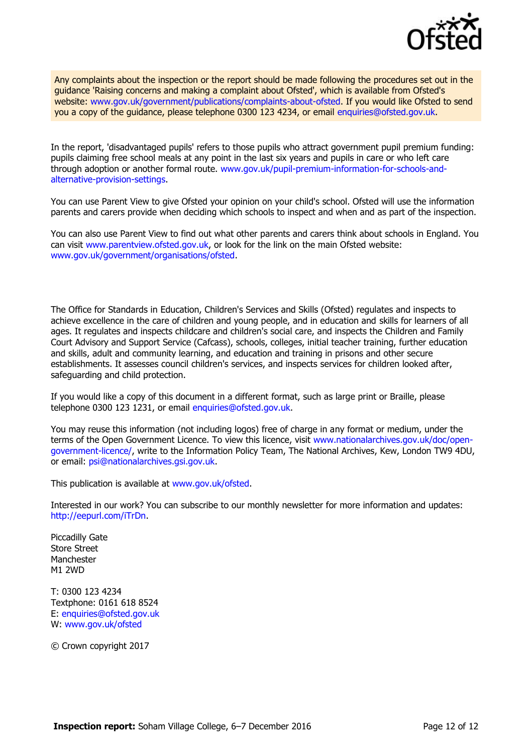Any complaints about the inspection or the report should be made following the procedures set out in the guidance 'Raising concerns and making a complaint about Ofsted', which is available from Ofsted's website: www.gov.uk/government/publications/complaints-about-ofsted. If you would like Ofsted to send you a copy of the guidance, please telephone 0300 123 4234, or email enquiries@ofsted.gov.uk.

In the report, 'disadvantaged pupils' refers to those pupils who attract government pupil premium funding: pupils claiming free school meals at any point in the last six years and pupils in care or who left care through adoption or another formal route. www.gov.uk/pupil-premium-information-for-schools-and-alternative-provision-settings.

You can use Parent View to give Ofsted your opinion on your child's school. Ofsted will use the information parents and carers provide when deciding which schools to inspect and when and as part of the inspection.

You can also use Parent View to find out what other parents and carers think about schools in England. You can visit www.parentview.ofsted.gov.uk, or look for the link on the main Ofsted website: www.gov.uk/government/organisations/ofsted.

The Office for Standards in Education, Children's Services and Skills (Ofsted) regulates and inspects to achieve excellence in the care of children and young people, and in education and skills for learners of all ages. It regulates and inspects childcare and children's social care, and inspects the Children and Family Court Advisory and Support Service (Cafcass), schools, colleges, initial teacher training, further education and skills, adult and community learning, and education and training in prisons and other secure establishments. It assesses council children's services, and inspects services for children looked after, safeguarding and child protection.

If you would like a copy of this document in a different format, such as large print or Braille, please telephone 0300 123 1231, or email enquiries@ofsted.gov.uk.

You may reuse this information (not including logos) free of charge in any format or medium, under the terms of the Open Government Licence. To view this licence, visit www.nationalarchives.gov.uk/doc/open-government-licence/, write to the Information Policy Team, The National Archives, Kew, London TW9 4DU, or email: psi@nationalarchives.gsi.gov.uk.

This publication is available at www.gov.uk/ofsted.

Interested in our work? You can subscribe to our monthly newsletter for more information and updates: http://eepurl.com/iTrDn.

Piccadilly Gate  
Store Street  
Manchester  
M1 2WD

T: 0300 123 4234  
Textphone: 0161 618 8524  
E: enquiries@ofsted.gov.uk  
W: www.gov.uk/ofsted

© Crown copyright 2017